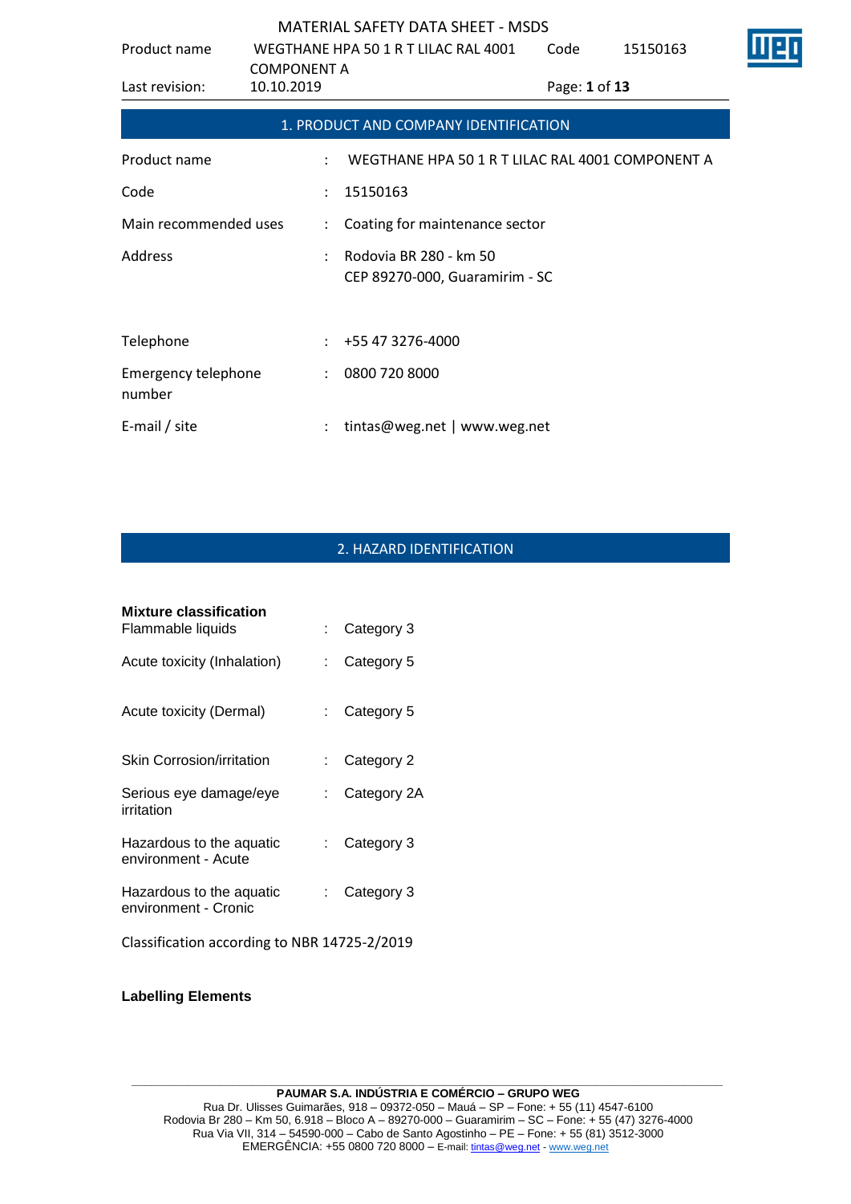## 1. PRODUCT AND COMPANY IDENTIFICATION

| | | |
|---|---|---|
| Product name | : | WEGTHANE HPA 50 1 R T LILAC RAL 4001 COMPONENT A |
| Code | : | 15150163 |
| Main recommended uses | : | Coating for maintenance sector |
| Address | : | Rodovia BR 280 - km 50<br>CEP 89270-000, Guaramirim - SC |
| Telephone | : | +55 47 3276-4000 |
| Emergency telephone number | : | 0800 720 8000 |
| E-mail / site | : | tintas@weg.net \| www.weg.net |

## 2. HAZARD IDENTIFICATION

**Mixture classification**

| | | |
|---|---|---|
| Flammable liquids | : | Category 3 |
| Acute toxicity (Inhalation) | : | Category 5 |
| Acute toxicity (Dermal) | : | Category 5 |
| Skin Corrosion/irritation | : | Category 2 |
| Serious eye damage/eye irritation | : | Category 2A |
| Hazardous to the aquatic environment - Acute | : | Category 3 |
| Hazardous to the aquatic environment - Cronic | : | Category 3 |

Classification according to NBR 14725-2/2019

**Labelling Elements**

**PAUMAR S.A. INDÚSTRIA E COMÉRCIO – GRUPO WEG**
Rua Dr. Ulisses Guimarães, 918 – 09372-050 – Mauá – SP – Fone: + 55 (11) 4547-6100
Rodovia Br 280 – Km 50, 6.918 – Bloco A – 89270-000 – Guaramirim – SC – Fone: + 55 (47) 3276-4000
Rua Via VII, 314 – 54590-000 – Cabo de Santo Agostinho – PE – Fone: + 55 (81) 3512-3000
EMERGÊNCIA: +55 0800 720 8000 – E-mail: tintas@weg.net - www.weg.net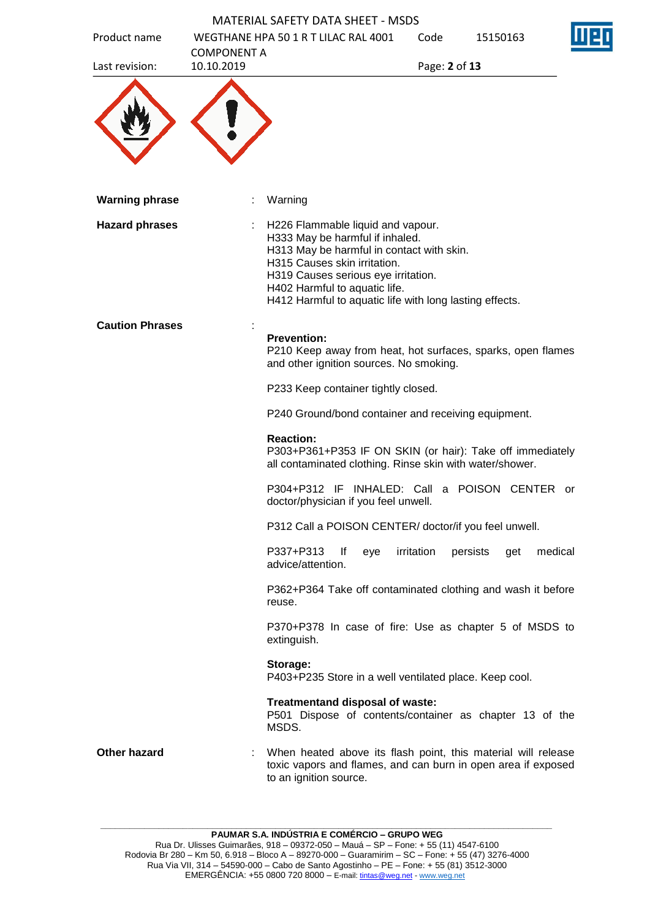**Warning phrase** : Warning

**Hazard phrases** :
H226 Flammable liquid and vapour.
H333 May be harmful if inhaled.
H313 May be harmful in contact with skin.
H315 Causes skin irritation.
H319 Causes serious eye irritation.
H402 Harmful to aquatic life.
H412 Harmful to aquatic life with long lasting effects.

**Caution Phrases** :

**Prevention:**
P210 Keep away from heat, hot surfaces, sparks, open flames and other ignition sources. No smoking.

P233 Keep container tightly closed.

P240 Ground/bond container and receiving equipment.

**Reaction:**
P303+P361+P353 IF ON SKIN (or hair): Take off immediately all contaminated clothing. Rinse skin with water/shower.

P304+P312 IF INHALED: Call a POISON CENTER or doctor/physician if you feel unwell.

P312 Call a POISON CENTER/ doctor/if you feel unwell.

P337+P313 If eye irritation persists get medical advice/attention.

P362+P364 Take off contaminated clothing and wash it before reuse.

P370+P378 In case of fire: Use as chapter 5 of MSDS to extinguish.

**Storage:**
P403+P235 Store in a well ventilated place. Keep cool.

**Treatmentand disposal of waste:**
P501 Dispose of contents/container as chapter 13 of the MSDS.

**Other hazard** : When heated above its flash point, this material will release toxic vapors and flames, and can burn in open area if exposed to an ignition source.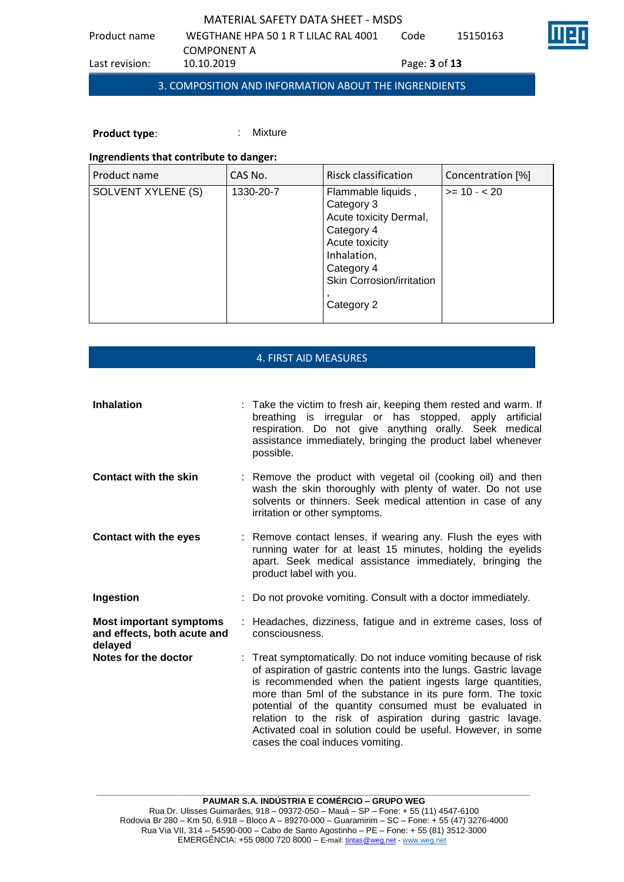## 3. COMPOSITION AND INFORMATION ABOUT THE INGRENDIENTS

**Product type**: : Mixture

**Ingrendients that contribute to danger:**

| Product name | CAS No. | Risck classification | Concentration [%] |
| --- | --- | --- | --- |
| SOLVENT XYLENE (S) | 1330-20-7 | Flammable liquids , Category 3<br>Acute toxicity Dermal, Category 4<br>Acute toxicity Inhalation, Category 4<br>Skin Corrosion/irritation , Category 2 | >= 10 - < 20 |

## 4. FIRST AID MEASURES

**Inhalation** : Take the victim to fresh air, keeping them rested and warm. If breathing is irregular or has stopped, apply artificial respiration. Do not give anything orally. Seek medical assistance immediately, bringing the product label whenever possible.

**Contact with the skin** : Remove the product with vegetal oil (cooking oil) and then wash the skin thoroughly with plenty of water. Do not use solvents or thinners. Seek medical attention in case of any irritation or other symptoms.

**Contact with the eyes** : Remove contact lenses, if wearing any. Flush the eyes with running water for at least 15 minutes, holding the eyelids apart. Seek medical assistance immediately, bringing the product label with you.

**Ingestion** : Do not provoke vomiting. Consult with a doctor immediately.

**Most important symptoms and effects, both acute and delayed** : Headaches, dizziness, fatigue and in extreme cases, loss of consciousness.

**Notes for the doctor** : Treat symptomatically. Do not induce vomiting because of risk of aspiration of gastric contents into the lungs. Gastric lavage is recommended when the patient ingests large quantities, more than 5ml of the substance in its pure form. The toxic potential of the quantity consumed must be evaluated in relation to the risk of aspiration during gastric lavage. Activated coal in solution could be useful. However, in some cases the coal induces vomiting.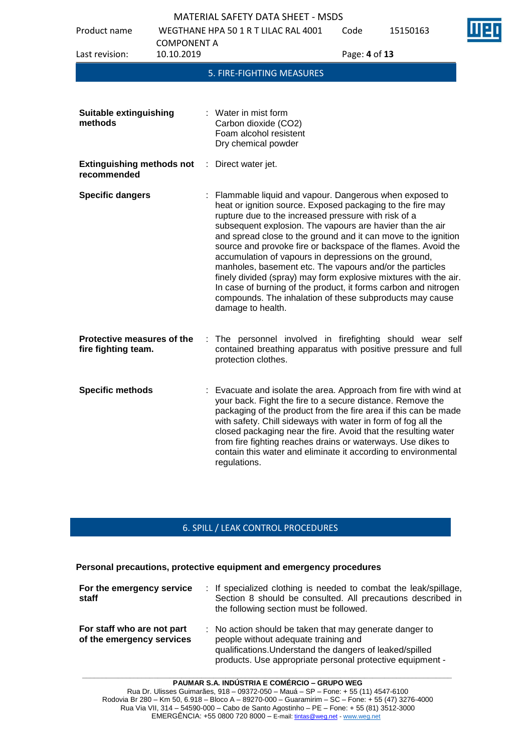## 5. FIRE-FIGHTING MEASURES

| | |
|---|---|
| **Suitable extinguishing methods** | : Water in mist form<br>Carbon dioxide ($CO_2$)<br>Foam alcohol resistent<br>Dry chemical powder |
| **Extinguishing methods not recommended** | : Direct water jet. |
| **Specific dangers** | : Flammable liquid and vapour. Dangerous when exposed to heat or ignition source. Exposed packaging to the fire may rupture due to the increased pressure with risk of a subsequent explosion. The vapours are havier than the air and spread close to the ground and it can move to the ignition source and provoke fire or backspace of the flames. Avoid the accumulation of vapours in depressions on the ground, manholes, basement etc. The vapours and/or the particles finely divided (spray) may form explosive mixtures with the air. In case of burning of the product, it forms carbon and nitrogen compounds. The inhalation of these subproducts may cause damage to health. |
| **Protective measures of the fire fighting team.** | : The personnel involved in firefighting should wear self contained breathing apparatus with positive pressure and full protection clothes. |
| **Specific methods** | : Evacuate and isolate the area. Approach from fire with wind at your back. Fight the fire to a secure distance. Remove the packaging of the product from the fire area if this can be made with safety. Chill sideways with water in form of fog all the closed packaging near the fire. Avoid that the resulting water from fire fighting reaches drains or waterways. Use dikes to contain this water and eliminate it according to environmental regulations. |

## 6. SPILL / LEAK CONTROL PROCEDURES

**Personal precautions, protective equipment and emergency procedures**

| | |
|---|---|
| **For the emergency service staff** | : If specialized clothing is needed to combat the leak/spillage, Section 8 should be consulted. All precautions described in the following section must be followed. |
| **For staff who are not part of the emergency services** | : No action should be taken that may generate danger to people without adequate training and qualifications.Understand the dangers of leaked/spilled products. Use appropriate personal protective equipment - |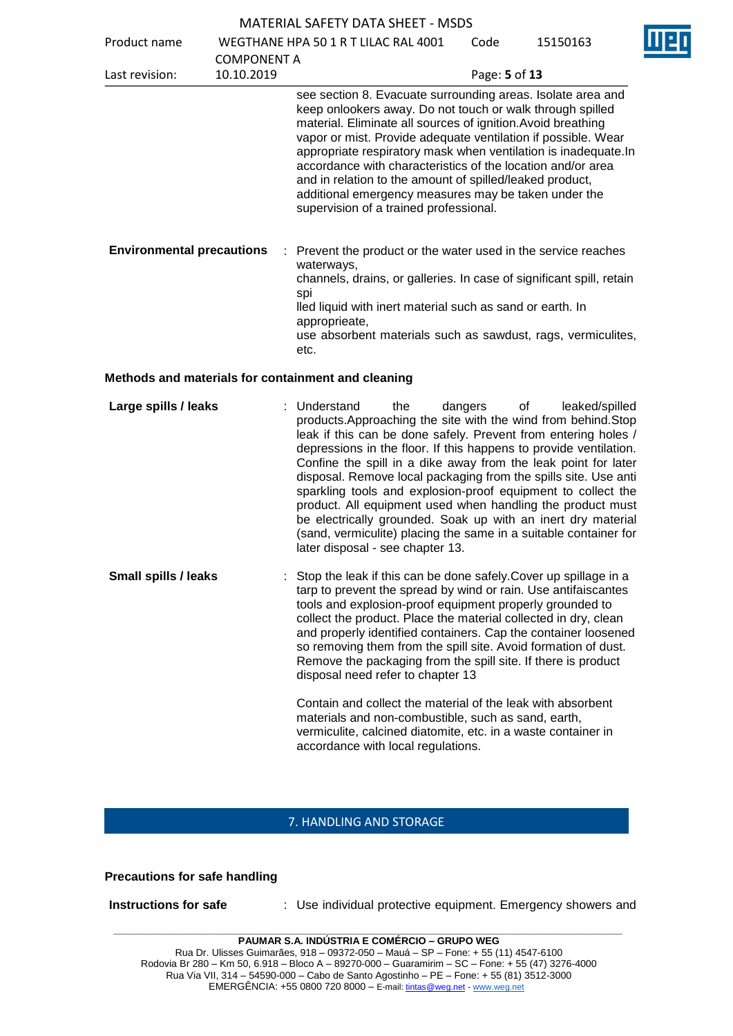see section 8. Evacuate surrounding areas. Isolate area and keep onlookers away. Do not touch or walk through spilled material. Eliminate all sources of ignition.Avoid breathing vapor or mist. Provide adequate ventilation if possible. Wear appropriate respiratory mask when ventilation is inadequate.In accordance with characteristics of the location and/or area and in relation to the amount of spilled/leaked product, additional emergency measures may be taken under the supervision of a trained professional.

**Environmental precautions** : Prevent the product or the water used in the service reaches waterways, channels, drains, or galleries. In case of significant spill, retain spi lled liquid with inert material such as sand or earth. In appropprieate, use absorbent materials such as sawdust, rags, vermiculites, etc.

**Methods and materials for containment and cleaning**

**Large spills / leaks** : Understand the dangers of leaked/spilled products.Approaching the site with the wind from behind.Stop leak if this can be done safely. Prevent from entering holes / depressions in the floor. If this happens to provide ventilation. Confine the spill in a dike away from the leak point for later disposal. Remove local packaging from the spills site. Use anti sparkling tools and explosion-proof equipment to collect the product. All equipment used when handling the product must be electrically grounded. Soak up with an inert dry material (sand, vermiculite) placing the same in a suitable container for later disposal - see chapter 13.

**Small spills / leaks** : Stop the leak if this can be done safely.Cover up spillage in a tarp to prevent the spread by wind or rain. Use antifaiscantes tools and explosion-proof equipment properly grounded to collect the product. Place the material collected in dry, clean and properly identified containers. Cap the container loosened so removing them from the spill site. Avoid formation of dust. Remove the packaging from the spill site. If there is product disposal need refer to chapter 13

Contain and collect the material of the leak with absorbent materials and non-combustible, such as sand, earth, vermiculite, calcined diatomite, etc. in a waste container in accordance with local regulations.

## 7. HANDLING AND STORAGE

**Precautions for safe handling**

**Instructions for safe** : Use individual protective equipment. Emergency showers and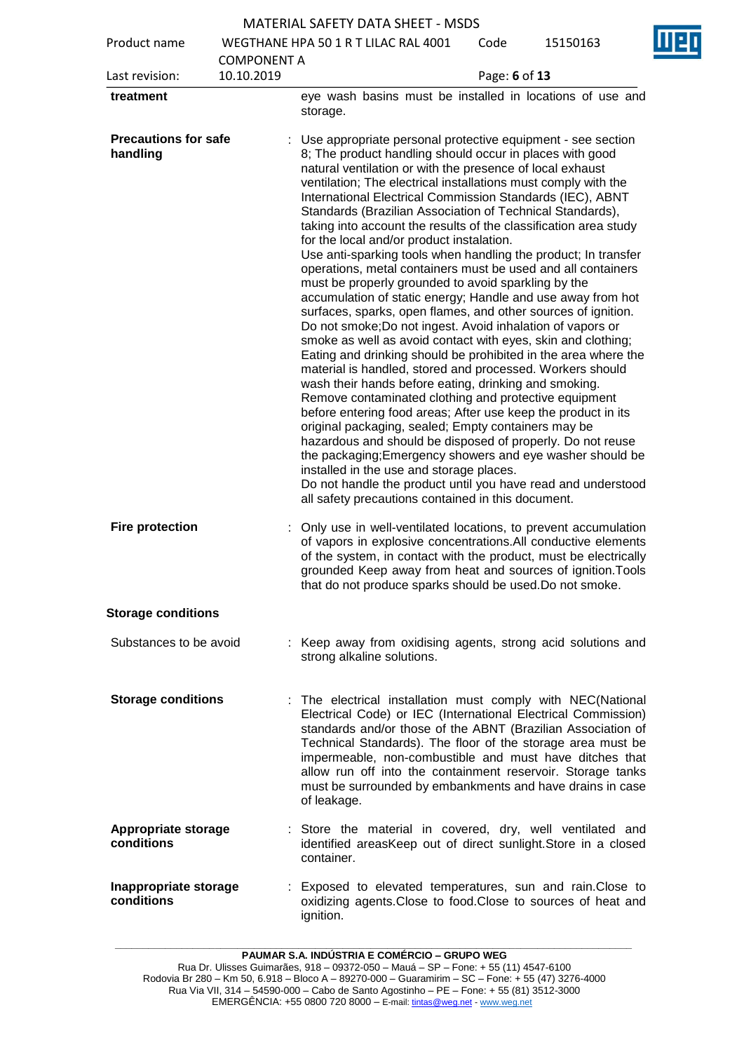| | |
|---|---|
| **treatment** | eye wash basins must be installed in locations of use and storage. |
| **Precautions for safe handling** | : Use appropriate personal protective equipment - see section 8; The product handling should occur in places with good natural ventilation or with the presence of local exhaust ventilation; The electrical installations must comply with the International Electrical Commission Standards (IEC), ABNT Standards (Brazilian Association of Technical Standards), taking into account the results of the classification area study for the local and/or product instalation.<br>Use anti-sparking tools when handling the product; In transfer operations, metal containers must be used and all containers must be properly grounded to avoid sparkling by the accumulation of static energy; Handle and use away from hot surfaces, sparks, open flames, and other sources of ignition. Do not smoke;Do not ingest. Avoid inhalation of vapors or smoke as well as avoid contact with eyes, skin and clothing; Eating and drinking should be prohibited in the area where the material is handled, stored and processed. Workers should wash their hands before eating, drinking and smoking. Remove contaminated clothing and protective equipment before entering food areas; After use keep the product in its original packaging, sealed; Empty containers may be hazardous and should be disposed of properly. Do not reuse the packaging;Emergency showers and eye washer should be installed in the use and storage places.<br>Do not handle the product until you have read and understood all safety precautions contained in this document. |
| **Fire protection** | : Only use in well-ventilated locations, to prevent accumulation of vapors in explosive concentrations.All conductive elements of the system, in contact with the product, must be electrically grounded Keep away from heat and sources of ignition.Tools that do not produce sparks should be used.Do not smoke. |

**Storage conditions**

| | |
|---|---|
| Substances to be avoid | : Keep away from oxidising agents, strong acid solutions and strong alkaline solutions. |
| **Storage conditions** | : The electrical installation must comply with NEC(National Electrical Code) or IEC (International Electrical Commission) standards and/or those of the ABNT (Brazilian Association of Technical Standards). The floor of the storage area must be impermeable, non-combustible and must have ditches that allow run off into the containment reservoir. Storage tanks must be surrounded by embankments and have drains in case of leakage. |
| **Appropriate storage conditions** | : Store the material in covered, dry, well ventilated and identified areasKeep out of direct sunlight.Store in a closed container. |
| **Inappropriate storage conditions** | : Exposed to elevated temperatures, sun and rain.Close to oxidizing agents.Close to food.Close to sources of heat and ignition. |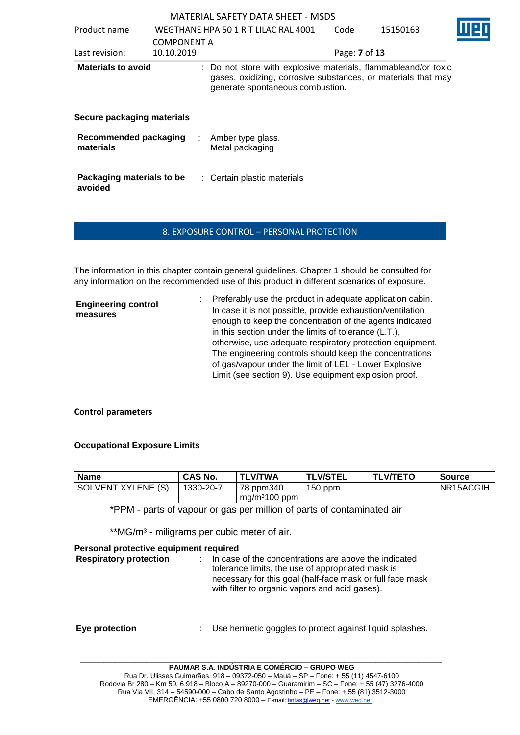**Materials to avoid** : Do not store with explosive materials, flammableand/or toxic gases, oxidizing, corrosive substances, or materials that may generate spontaneous combustion.

**Secure packaging materials**

**Recommended packaging materials** : Amber type glass.
Metal packaging

**Packaging materials to be avoided** : Certain plastic materials

## 8. EXPOSURE CONTROL – PERSONAL PROTECTION

The information in this chapter contain general guidelines. Chapter 1 should be consulted for any information on the recommended use of this product in different scenarios of exposure.

**Engineering control measures** : Preferably use the product in adequate application cabin. In case it is not possible, provide exhaustion/ventilation enough to keep the concentration of the agents indicated in this section under the limits of tolerance (L.T.), otherwise, use adequate respiratory protection equipment. The engineering controls should keep the concentrations of gas/vapour under the limit of LEL - Lower Explosive Limit (see section 9). Use equipment explosion proof.

**Control parameters**

**Occupational Exposure Limits**

| Name | CAS No. | TLV/TWA | TLV/STEL | TLV/TETO | Source |
|---|---|---|---|---|---|
| SOLVENT XYLENE (S) | 1330-20-7 | 78 ppm340 mg/m³100 ppm | 150 ppm | | NR15ACGIH |

*PPM - parts of vapour or gas per million of parts of contaminated air

**MG/m³ - miligrams per cubic meter of air.

**Personal protective equipment required**

**Respiratory protection** : In case of the concentrations are above the indicated tolerance limits, the use of appropriated mask is necessary for this goal (half-face mask or full face mask with filter to organic vapors and acid gases).

**Eye protection** : Use hermetic goggles to protect against liquid splashes.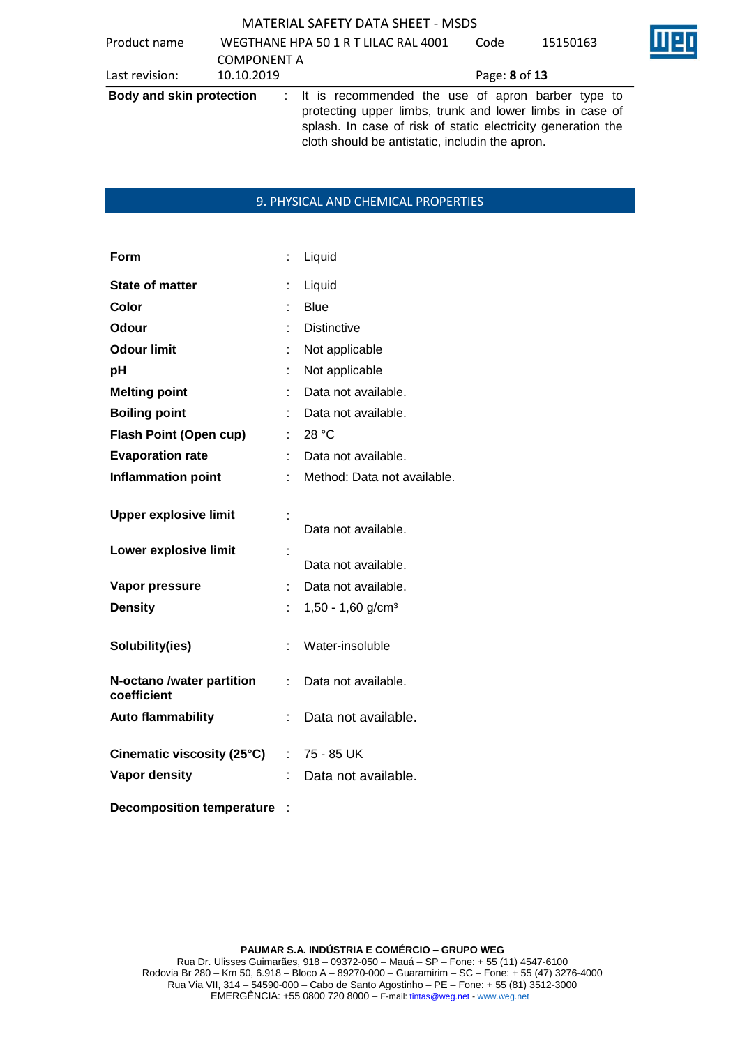**Body and skin protection** : It is recommended the use of apron barber type to protecting upper limbs, trunk and lower limbs in case of splash. In case of risk of static electricity generation the cloth should be antistatic, includin the apron.

## 9. PHYSICAL AND CHEMICAL PROPERTIES

| | | |
|---|---|---|
| **Form** | : | Liquid |
| **State of matter** | : | Liquid |
| **Color** | : | Blue |
| **Odour** | : | Distinctive |
| **Odour limit** | : | Not applicable |
| **pH** | : | Not applicable |
| **Melting point** | : | Data not available. |
| **Boiling point** | : | Data not available. |
| **Flash Point (Open cup)** | : | 28 °C |
| **Evaporation rate** | : | Data not available. |
| **Inflammation point** | : | Method: Data not available. |
| **Upper explosive limit** | : | Data not available. |
| **Lower explosive limit** | : | Data not available. |
| **Vapor pressure** | : | Data not available. |
| **Density** | : | 1,50 - 1,60 g/cm³ |
| **Solubility(ies)** | : | Water-insoluble |
| **N-octano /water partition coefficient** | : | Data not available. |
| **Auto flammability** | : | Data not available. |
| **Cinematic viscosity (25°C)** | : | 75 - 85 UK |
| **Vapor density** | : | Data not available. |
| **Decomposition temperature** | : | |

**PAUMAR S.A. INDÚSTRIA E COMÉRCIO – GRUPO WEG**
Rua Dr. Ulisses Guimarães, 918 – 09372-050 – Mauá – SP – Fone: + 55 (11) 4547-6100
Rodovia Br 280 – Km 50, 6.918 – Bloco A – 89270-000 – Guaramirim – SC – Fone: + 55 (47) 3276-4000
Rua Via VII, 314 – 54590-000 – Cabo de Santo Agostinho – PE – Fone: + 55 (81) 3512-3000
EMERGÊNCIA: +55 0800 720 8000 – E-mail: tintas@weg.net - www.weg.net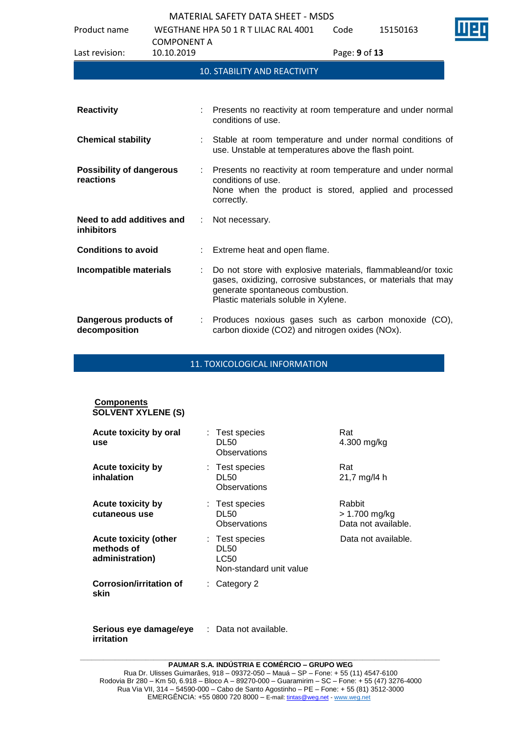## 10. STABILITY AND REACTIVITY

**Reactivity** : Presents no reactivity at room temperature and under normal conditions of use.

**Chemical stability** : Stable at room temperature and under normal conditions of use. Unstable at temperatures above the flash point.

**Possibility of dangerous reactions** : Presents no reactivity at room temperature and under normal conditions of use.
None when the product is stored, applied and processed correctly.

**Need to add additives and inhibitors** : Not necessary.

**Conditions to avoid** : Extreme heat and open flame.

**Incompatible materials** : Do not store with explosive materials, flammableand/or toxic gases, oxidizing, corrosive substances, or materials that may generate spontaneous combustion.
Plastic materials soluble in Xylene.

**Dangerous products of decomposition** : Produces noxious gases such as carbon monoxide (CO), carbon dioxide ($CO_2$) and nitrogen oxides (NOx).

## 11. TOXICOLOGICAL INFORMATION

**Components**
**SOLVENT XYLENE (S)**

| | | |
|---|---|---|
| **Acute toxicity by oral use** | : Test species<br>DL50<br>Observations | Rat<br>4.300 mg/kg |
| **Acute toxicity by inhalation** | : Test species<br>DL50<br>Observations | Rat<br>21,7 mg/l4 h |
| **Acute toxicity by cutaneous use** | : Test species<br>DL50<br>Observations | Rabbit<br>> 1.700 mg/kg<br>Data not available. |
| **Acute toxicity (other methods of administration)** | : Test species<br>DL50<br>LC50<br>Non-standard unit value | Data not available. |
| **Corrosion/irritation of skin** | : Category 2 | |
| **Serious eye damage/eye irritation** | : Data not available. | |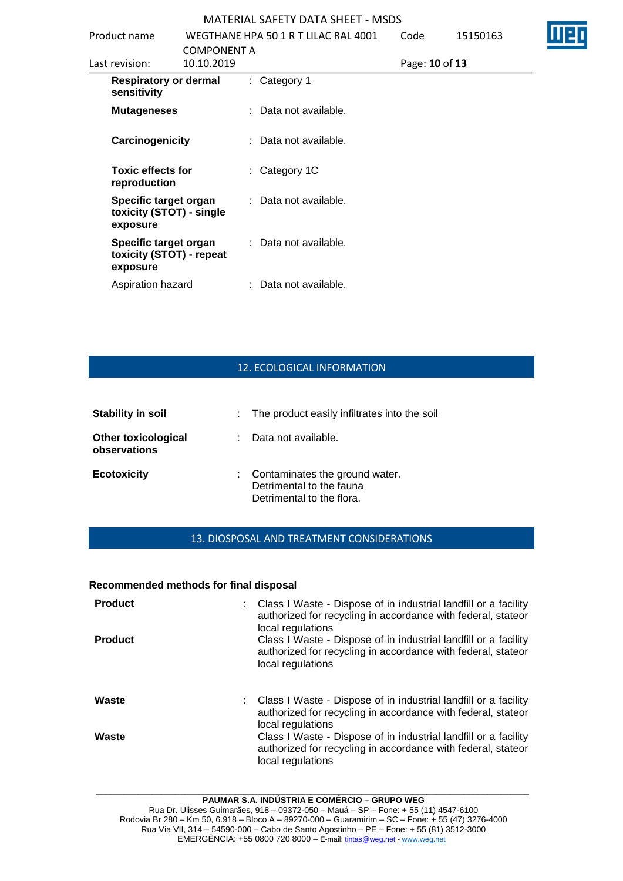| | | |
|---|---|---|
| **Respiratory or dermal sensitivity** | : | Category 1 |
| **Mutageneses** | : | Data not available. |
| **Carcinogenicity** | : | Data not available. |
| **Toxic effects for reproduction** | : | Category 1C |
| **Specific target organ toxicity (STOT) - single exposure** | : | Data not available. |
| **Specific target organ toxicity (STOT) - repeat exposure** | : | Data not available. |
| Aspiration hazard | : | Data not available. |

## 12. ECOLOGICAL INFORMATION

| | | |
|---|---|---|
| **Stability in soil** | : | The product easily infiltrates into the soil |
| **Other toxicological observations** | : | Data not available. |
| **Ecotoxicity** | : | Contaminates the ground water.<br>Detrimental to the fauna<br>Detrimental to the flora. |

## 13. DIOSPOSAL AND TREATMENT CONSIDERATIONS

**Recommended methods for final disposal**

| | | |
|---|---|---|
| **Product** | : | Class I Waste - Dispose of in industrial landfill or a facility authorized for recycling in accordance with federal, stateor local regulations |
| **Product** | | Class I Waste - Dispose of in industrial landfill or a facility authorized for recycling in accordance with federal, stateor local regulations |
| **Waste** | : | Class I Waste - Dispose of in industrial landfill or a facility authorized for recycling in accordance with federal, stateor local regulations |
| **Waste** | | Class I Waste - Dispose of in industrial landfill or a facility authorized for recycling in accordance with federal, stateor local regulations |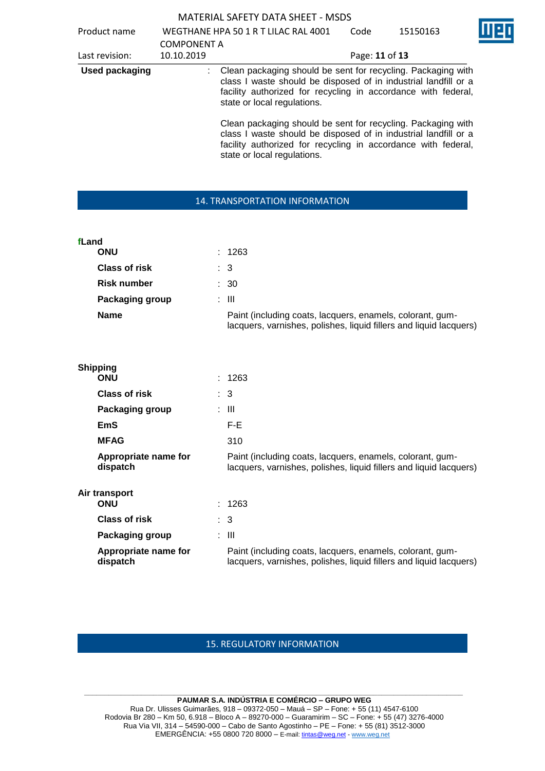| | | |
|---|---|---|
| **Used packaging** | : | Clean packaging should be sent for recycling. Packaging with class I waste should be disposed of in industrial landfill or a facility authorized for recycling in accordance with federal, state or local regulations.<br><br>Clean packaging should be sent for recycling. Packaging with class I waste should be disposed of in industrial landfill or a facility authorized for recycling in accordance with federal, state or local regulations. |

## 14. TRANSPORTATION INFORMATION

**fLand**

| | | |
|---|---|---|
| **ONU** | : | 1263 |
| **Class of risk** | : | 3 |
| **Risk number** | : | 30 |
| **Packaging group** | : | III |
| **Name** | | Paint (including coats, lacquers, enamels, colorant, gum-lacquers, varnishes, polishes, liquid fillers and liquid lacquers) |

**Shipping**

| | | |
|---|---|---|
| **ONU** | : | 1263 |
| **Class of risk** | : | 3 |
| **Packaging group** | : | III |
| **EmS** | | F-E |
| **MFAG** | | 310 |
| **Appropriate name for dispatch** | | Paint (including coats, lacquers, enamels, colorant, gum-lacquers, varnishes, polishes, liquid fillers and liquid lacquers) |

**Air transport**

| | | |
|---|---|---|
| **ONU** | : | 1263 |
| **Class of risk** | : | 3 |
| **Packaging group** | : | III |
| **Appropriate name for dispatch** | | Paint (including coats, lacquers, enamels, colorant, gum-lacquers, varnishes, polishes, liquid fillers and liquid lacquers) |

## 15. REGULATORY INFORMATION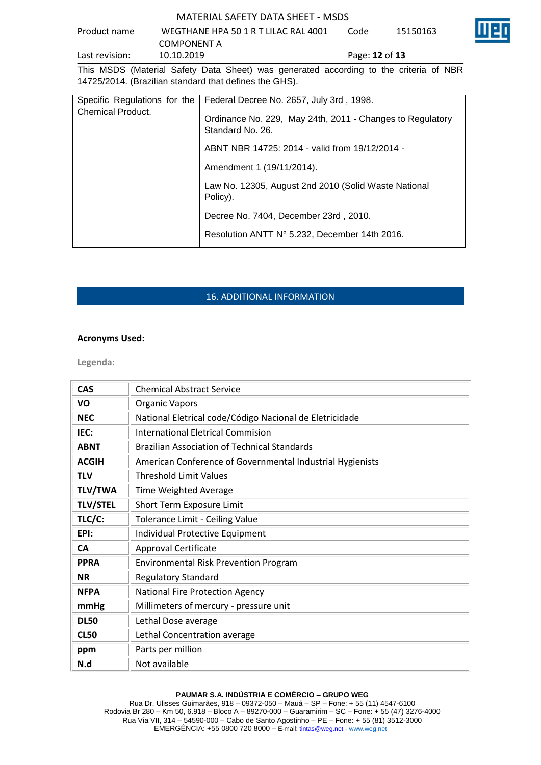This MSDS (Material Safety Data Sheet) was generated according to the criteria of NBR 14725/2014. (Brazilian standard that defines the GHS).

| Specific Regulations for the Chemical Product. | Federal Decree No. 2657, July 3rd , 1998.<br><br>Ordinance No. 229, May 24th, 2011 - Changes to Regulatory Standard No. 26.<br><br>ABNT NBR 14725: 2014 - valid from 19/12/2014 -<br><br>Amendment 1 (19/11/2014).<br><br>Law No. 12305, August 2nd 2010 (Solid Waste National Policy).<br><br>Decree No. 7404, December 23rd , 2010.<br><br>Resolution ANTT N° 5.232, December 14th 2016. |
|---|---|

## 16. ADDITIONAL INFORMATION

**Acronyms Used:**

**Legenda:**

| | |
|---|---|
| **CAS** | Chemical Abstract Service |
| **VO** | Organic Vapors |
| **NEC** | National Eletrical code/Código Nacional de Eletricidade |
| **IEC:** | International Eletrical Commision |
| **ABNT** | Brazilian Association of Technical Standards |
| **ACGIH** | American Conference of Governmental Industrial Hygienists |
| **TLV** | Threshold Limit Values |
| **TLV/TWA** | Time Weighted Average |
| **TLV/STEL** | Short Term Exposure Limit |
| **TLC/C:** | Tolerance Limit - Ceiling Value |
| **EPI:** | Individual Protective Equipment |
| **CA** | Approval Certificate |
| **PPRA** | Environmental Risk Prevention Program |
| **NR** | Regulatory Standard |
| **NFPA** | National Fire Protection Agency |
| **mmHg** | Millimeters of mercury - pressure unit |
| **DL50** | Lethal Dose average |
| **CL50** | Lethal Concentration average |
| **ppm** | Parts per million |
| **N.d** | Not available |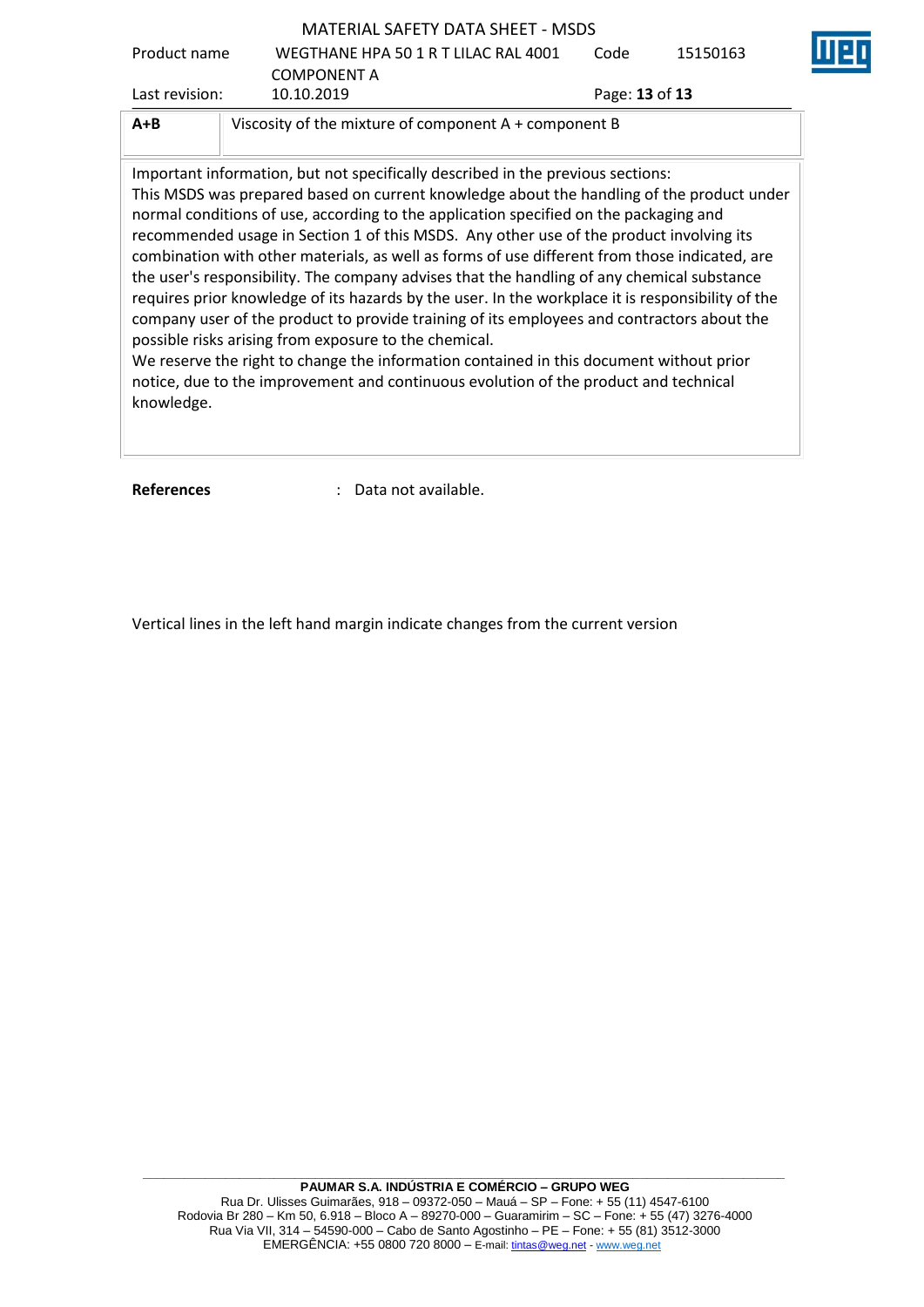| | |
|---|---|
| **A+B** | Viscosity of the mixture of component A + component B |

Important information, but not specifically described in the previous sections:
This MSDS was prepared based on current knowledge about the handling of the product under normal conditions of use, according to the application specified on the packaging and recommended usage in Section 1 of this MSDS. Any other use of the product involving its combination with other materials, as well as forms of use different from those indicated, are the user's responsibility. The company advises that the handling of any chemical substance requires prior knowledge of its hazards by the user. In the workplace it is responsibility of the company user of the product to provide training of its employees and contractors about the possible risks arising from exposure to the chemical.
We reserve the right to change the information contained in this document without prior notice, due to the improvement and continuous evolution of the product and technical knowledge.

**References** : Data not available.

Vertical lines in the left hand margin indicate changes from the current version

**PAUMAR S.A. INDÚSTRIA E COMÉRCIO – GRUPO WEG**
Rua Dr. Ulisses Guimarães, 918 – 09372-050 – Mauá – SP – Fone: + 55 (11) 4547-6100
Rodovia Br 280 – Km 50, 6.918 – Bloco A – 89270-000 – Guaramirim – SC – Fone: + 55 (47) 3276-4000
Rua Via VII, 314 – 54590-000 – Cabo de Santo Agostinho – PE – Fone: + 55 (81) 3512-3000
EMERGÊNCIA: +55 0800 720 8000 – E-mail: tintas@weg.net - www.weg.net